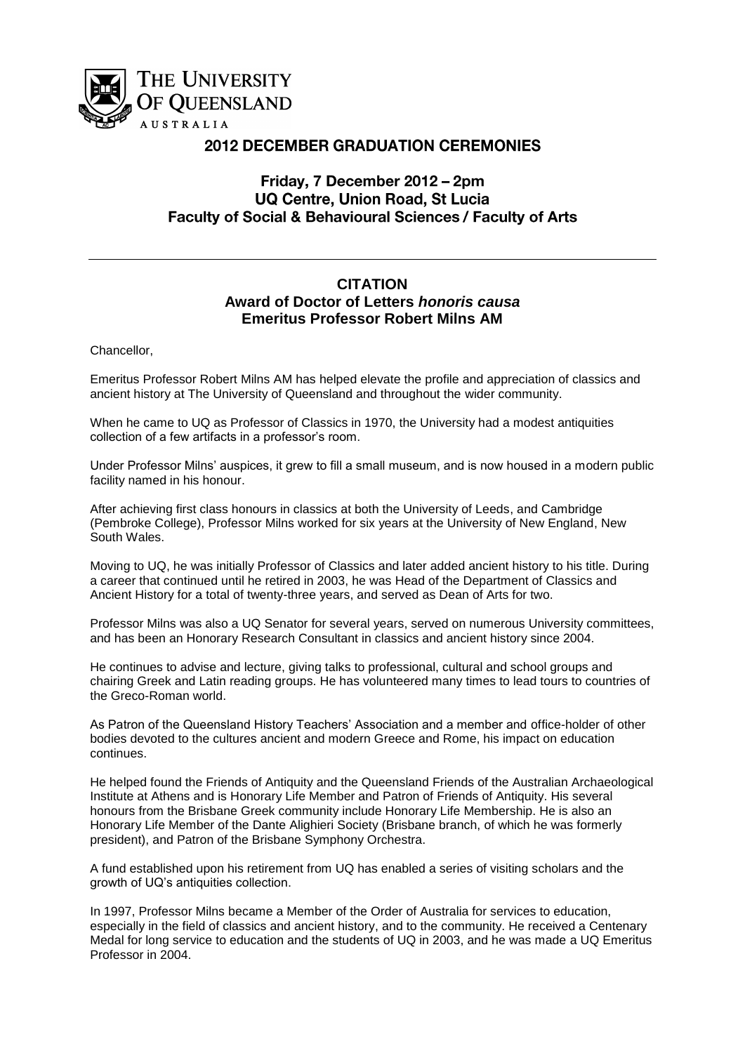THE UNIVERSITY OF QUEENSLAND
AUSTRALIA

# 2012 DECEMBER GRADUATION CEREMONIES

**Friday, 7 December 2012 – 2pm**
**UQ Centre, Union Road, St Lucia**
**Faculty of Social & Behavioural Sciences / Faculty of Arts**

---

## CITATION
### Award of Doctor of Letters *honoris causa*
### Emeritus Professor Robert Milns AM

Chancellor,

Emeritus Professor Robert Milns AM has helped elevate the profile and appreciation of classics and ancient history at The University of Queensland and throughout the wider community.

When he came to UQ as Professor of Classics in 1970, the University had a modest antiquities collection of a few artifacts in a professor's room.

Under Professor Milns' auspices, it grew to fill a small museum, and is now housed in a modern public facility named in his honour.

After achieving first class honours in classics at both the University of Leeds, and Cambridge (Pembroke College), Professor Milns worked for six years at the University of New England, New South Wales.

Moving to UQ, he was initially Professor of Classics and later added ancient history to his title. During a career that continued until he retired in 2003, he was Head of the Department of Classics and Ancient History for a total of twenty-three years, and served as Dean of Arts for two.

Professor Milns was also a UQ Senator for several years, served on numerous University committees, and has been an Honorary Research Consultant in classics and ancient history since 2004.

He continues to advise and lecture, giving talks to professional, cultural and school groups and chairing Greek and Latin reading groups. He has volunteered many times to lead tours to countries of the Greco-Roman world.

As Patron of the Queensland History Teachers' Association and a member and office-holder of other bodies devoted to the cultures ancient and modern Greece and Rome, his impact on education continues.

He helped found the Friends of Antiquity and the Queensland Friends of the Australian Archaeological Institute at Athens and is Honorary Life Member and Patron of Friends of Antiquity. His several honours from the Brisbane Greek community include Honorary Life Membership. He is also an Honorary Life Member of the Dante Alighieri Society (Brisbane branch, of which he was formerly president), and Patron of the Brisbane Symphony Orchestra.

A fund established upon his retirement from UQ has enabled a series of visiting scholars and the growth of UQ's antiquities collection.

In 1997, Professor Milns became a Member of the Order of Australia for services to education, especially in the field of classics and ancient history, and to the community. He received a Centenary Medal for long service to education and the students of UQ in 2003, and he was made a UQ Emeritus Professor in 2004.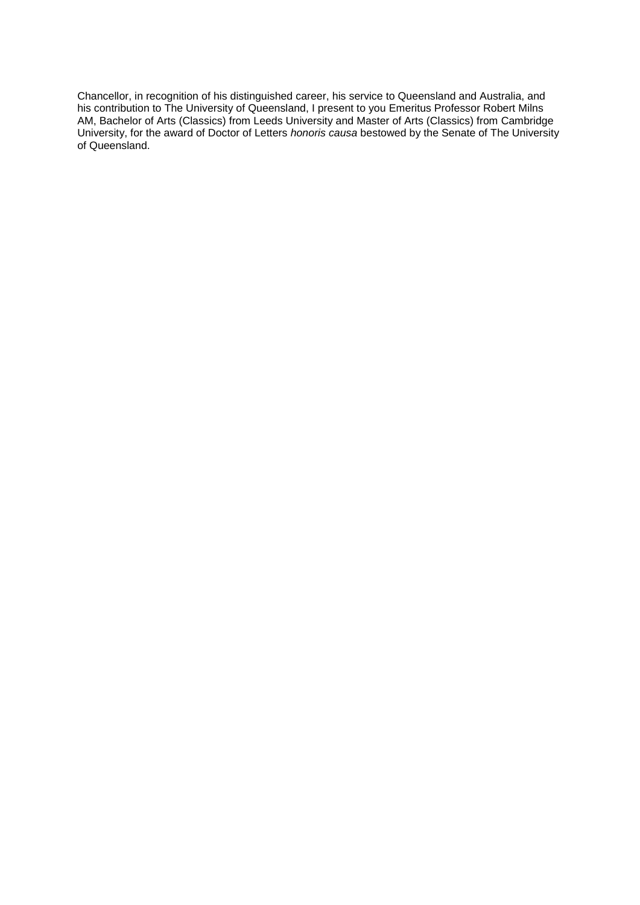Chancellor, in recognition of his distinguished career, his service to Queensland and Australia, and his contribution to The University of Queensland, I present to you Emeritus Professor Robert Milns AM, Bachelor of Arts (Classics) from Leeds University and Master of Arts (Classics) from Cambridge University, for the award of Doctor of Letters *honoris causa* bestowed by the Senate of The University of Queensland.